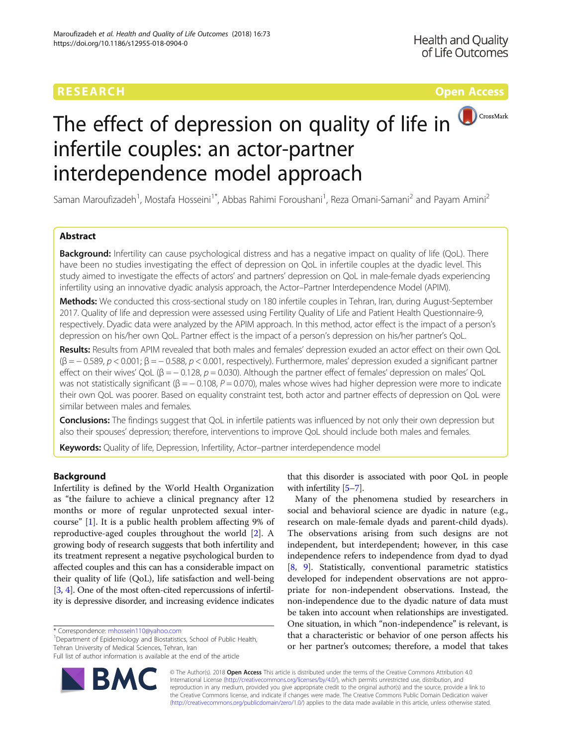RESEARCH Open Access

# The effect of depression on quality of life in infertile couples: an actor-partner interdependence model approach

Saman Maroufizadeh[1], Mostafa Hosseini[1*], Abbas Rahimi Foroushani[1], Reza Omani-Samani[2] and Payam Amini[2]

## Abstract

**Background:** Infertility can cause psychological distress and has a negative impact on quality of life (QoL). There have been no studies investigating the effect of depression on QoL in infertile couples at the dyadic level. This study aimed to investigate the effects of actors' and partners' depression on QoL in male-female dyads experiencing infertility using an innovative dyadic analysis approach, the Actor–Partner Interdependence Model (APIM).

**Methods:** We conducted this cross-sectional study on 180 infertile couples in Tehran, Iran, during August-September 2017. Quality of life and depression were assessed using Fertility Quality of Life and Patient Health Questionnaire-9, respectively. Dyadic data were analyzed by the APIM approach. In this method, actor effect is the impact of a person's depression on his/her own QoL. Partner effect is the impact of a person's depression on his/her partner's QoL.

**Results:** Results from APIM revealed that both males and females' depression exuded an actor effect on their own QoL ($\beta = -0.589$, $p < 0.001$; $\beta = -0.588$, $p < 0.001$, respectively). Furthermore, males' depression exuded a significant partner effect on their wives' QoL ($\beta = -0.128$, $p = 0.030$). Although the partner effect of females' depression on males' QoL was not statistically significant ($\beta = -0.108$, $P = 0.070$), males whose wives had higher depression were more to indicate their own QoL was poorer. Based on equality constraint test, both actor and partner effects of depression on QoL were similar between males and females.

**Conclusions:** The findings suggest that QoL in infertile patients was influenced by not only their own depression but also their spouses' depression; therefore, interventions to improve QoL should include both males and females.

**Keywords:** Quality of life, Depression, Infertility, Actor–partner interdependence model

## Background

Infertility is defined by the World Health Organization as "the failure to achieve a clinical pregnancy after 12 months or more of regular unprotected sexual intercourse" [1]. It is a public health problem affecting 9% of reproductive-aged couples throughout the world [2]. A growing body of research suggests that both infertility and its treatment represent a negative psychological burden to affected couples and this can has a considerable impact on their quality of life (QoL), life satisfaction and well-being [3, 4]. One of the most often-cited repercussions of infertility is depressive disorder, and increasing evidence indicates that this disorder is associated with poor QoL in people with infertility [5–7].

Many of the phenomena studied by researchers in social and behavioral science are dyadic in nature (e.g., research on male-female dyads and parent-child dyads). The observations arising from such designs are not independent, but interdependent; however, in this case independence refers to independence from dyad to dyad [8, 9]. Statistically, conventional parametric statistics developed for independent observations are not appropriate for non-independent observations. Instead, the non-independence due to the dyadic nature of data must be taken into account when relationships are investigated. One situation, in which "non-independence" is relevant, is that a characteristic or behavior of one person affects his or her partner's outcomes; therefore, a model that takes

\* Correspondence: mhossein110@yahoo.com
[1]Department of Epidemiology and Biostatistics, School of Public Health, Tehran University of Medical Sciences, Tehran, Iran
Full list of author information is available at the end of the article

© The Author(s). 2018 **Open Access** This article is distributed under the terms of the Creative Commons Attribution 4.0 International License (http://creativecommons.org/licenses/by/4.0/), which permits unrestricted use, distribution, and reproduction in any medium, provided you give appropriate credit to the original author(s) and the source, provide a link to the Creative Commons license, and indicate if changes were made. The Creative Commons Public Domain Dedication waiver (http://creativecommons.org/publicdomain/zero/1.0/) applies to the data made available in this article, unless otherwise stated.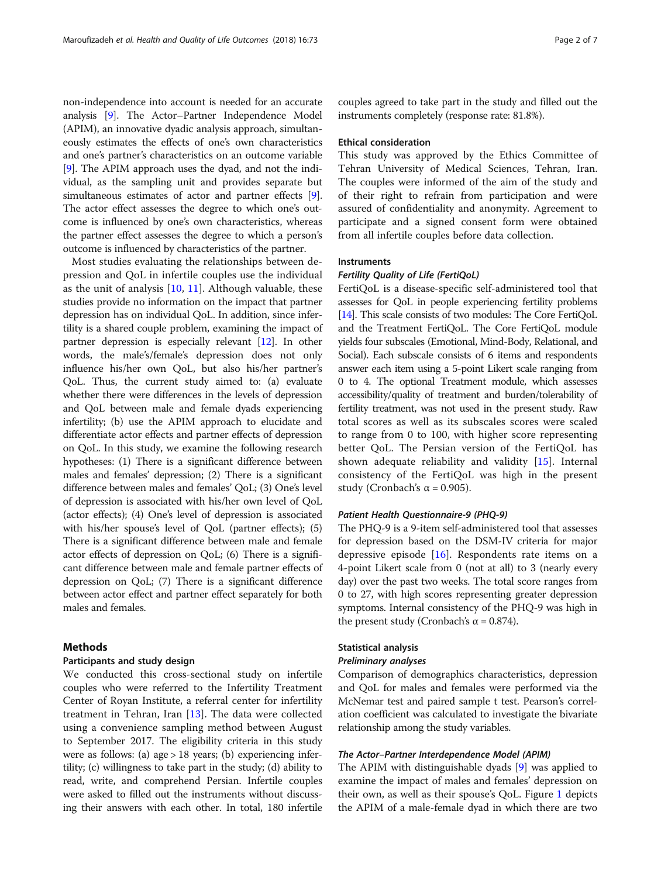non-independence into account is needed for an accurate analysis [9]. The Actor–Partner Independence Model (APIM), an innovative dyadic analysis approach, simultaneously estimates the effects of one's own characteristics and one's partner's characteristics on an outcome variable [9]. The APIM approach uses the dyad, and not the individual, as the sampling unit and provides separate but simultaneous estimates of actor and partner effects [9]. The actor effect assesses the degree to which one's outcome is influenced by one's own characteristics, whereas the partner effect assesses the degree to which a person's outcome is influenced by characteristics of the partner.

Most studies evaluating the relationships between depression and QoL in infertile couples use the individual as the unit of analysis [10, 11]. Although valuable, these studies provide no information on the impact that partner depression has on individual QoL. In addition, since infertility is a shared couple problem, examining the impact of partner depression is especially relevant [12]. In other words, the male's/female's depression does not only influence his/her own QoL, but also his/her partner's QoL. Thus, the current study aimed to: (a) evaluate whether there were differences in the levels of depression and QoL between male and female dyads experiencing infertility; (b) use the APIM approach to elucidate and differentiate actor effects and partner effects of depression on QoL. In this study, we examine the following research hypotheses: (1) There is a significant difference between males and females' depression; (2) There is a significant difference between males and females' QoL; (3) One's level of depression is associated with his/her own level of QoL (actor effects); (4) One's level of depression is associated with his/her spouse's level of QoL (partner effects); (5) There is a significant difference between male and female actor effects of depression on QoL; (6) There is a significant difference between male and female partner effects of depression on QoL; (7) There is a significant difference between actor effect and partner effect separately for both males and females.

## Methods

### Participants and study design

We conducted this cross-sectional study on infertile couples who were referred to the Infertility Treatment Center of Royan Institute, a referral center for infertility treatment in Tehran, Iran [13]. The data were collected using a convenience sampling method between August to September 2017. The eligibility criteria in this study were as follows: (a) age > 18 years; (b) experiencing infertility; (c) willingness to take part in the study; (d) ability to read, write, and comprehend Persian. Infertile couples were asked to filled out the instruments without discussing their answers with each other. In total, 180 infertile couples agreed to take part in the study and filled out the instruments completely (response rate: 81.8%).

### Ethical consideration

This study was approved by the Ethics Committee of Tehran University of Medical Sciences, Tehran, Iran. The couples were informed of the aim of the study and of their right to refrain from participation and were assured of confidentiality and anonymity. Agreement to participate and a signed consent form were obtained from all infertile couples before data collection.

### Instruments

#### *Fertility Quality of Life (FertiQoL)*

FertiQoL is a disease-specific self-administered tool that assesses for QoL in people experiencing fertility problems [14]. This scale consists of two modules: The Core FertiQoL and the Treatment FertiQoL. The Core FertiQoL module yields four subscales (Emotional, Mind-Body, Relational, and Social). Each subscale consists of 6 items and respondents answer each item using a 5-point Likert scale ranging from 0 to 4. The optional Treatment module, which assesses accessibility/quality of treatment and burden/tolerability of fertility treatment, was not used in the present study. Raw total scores as well as its subscales scores were scaled to range from 0 to 100, with higher score representing better QoL. The Persian version of the FertiQoL has shown adequate reliability and validity [15]. Internal consistency of the FertiQoL was high in the present study (Cronbach's $\alpha = 0.905$).

#### *Patient Health Questionnaire-9 (PHQ-9)*

The PHQ-9 is a 9-item self-administered tool that assesses for depression based on the DSM-IV criteria for major depressive episode [16]. Respondents rate items on a 4-point Likert scale from 0 (not at all) to 3 (nearly every day) over the past two weeks. The total score ranges from 0 to 27, with high scores representing greater depression symptoms. Internal consistency of the PHQ-9 was high in the present study (Cronbach's $\alpha = 0.874$).

### Statistical analysis

#### *Preliminary analyses*

Comparison of demographics characteristics, depression and QoL for males and females were performed via the McNemar test and paired sample t test. Pearson's correlation coefficient was calculated to investigate the bivariate relationship among the study variables.

#### *The Actor–Partner Interdependence Model (APIM)*

The APIM with distinguishable dyads [9] was applied to examine the impact of males and females' depression on their own, as well as their spouse's QoL. Figure 1 depicts the APIM of a male-female dyad in which there are two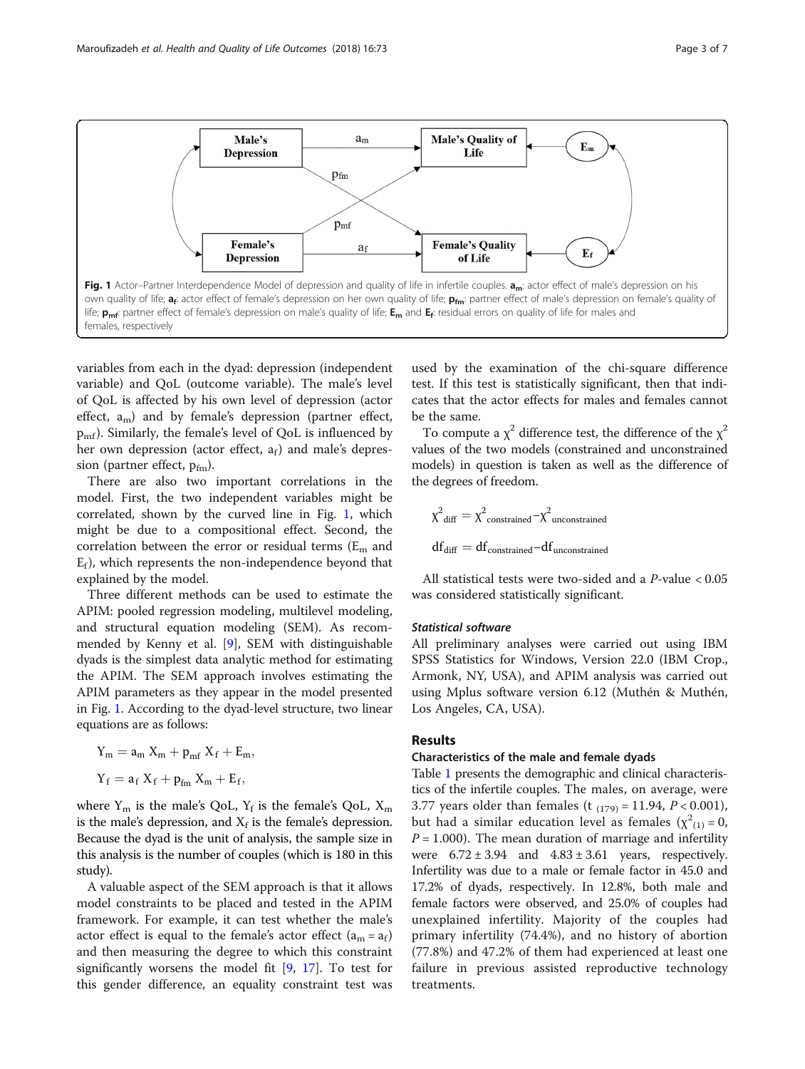Fig. 1 Actor–Partner Interdependence Model of depression and quality of life in infertile couples. $\mathbf{a_m}$: actor effect of male's depression on his own quality of life; $\mathbf{a_f}$: actor effect of female's depression on her own quality of life; $\mathbf{p_{fm}}$: partner effect of male's depression on female's quality of life; $\mathbf{p_{mf}}$: partner effect of female's depression on male's quality of life; $\mathbf{E_m}$ and $\mathbf{E_f}$: residual errors on quality of life for males and females, respectively

variables from each in the dyad: depression (independent variable) and QoL (outcome variable). The male's level of QoL is affected by his own level of depression (actor effect, $a_m$) and by female's depression (partner effect, $p_{mf}$). Similarly, the female's level of QoL is influenced by her own depression (actor effect, $a_f$) and male's depression (partner effect, $p_{fm}$).

There are also two important correlations in the model. First, the two independent variables might be correlated, shown by the curved line in Fig. 1, which might be due to a compositional effect. Second, the correlation between the error or residual terms ($E_m$ and $E_f$), which represents the non-independence beyond that explained by the model.

Three different methods can be used to estimate the APIM: pooled regression modeling, multilevel modeling, and structural equation modeling (SEM). As recommended by Kenny et al. [9], SEM with distinguishable dyads is the simplest data analytic method for estimating the APIM. The SEM approach involves estimating the APIM parameters as they appear in the model presented in Fig. 1. According to the dyad-level structure, two linear equations are as follows:

$$Y_m = a_m X_m + p_{mf} X_f + E_m,$$

$$Y_f = a_f X_f + p_{fm} X_m + E_f,$$

where $Y_m$ is the male's QoL, $Y_f$ is the female's QoL, $X_m$ is the male's depression, and $X_f$ is the female's depression. Because the dyad is the unit of analysis, the sample size in this analysis is the number of couples (which is 180 in this study).

A valuable aspect of the SEM approach is that it allows model constraints to be placed and tested in the APIM framework. For example, it can test whether the male's actor effect is equal to the female's actor effect ($a_m = a_f$) and then measuring the degree to which this constraint significantly worsens the model fit [9, 17]. To test for this gender difference, an equality constraint test was used by the examination of the chi-square difference test. If this test is statistically significant, then that indicates that the actor effects for males and females cannot be the same.

To compute a $\chi^2$ difference test, the difference of the $\chi^2$ values of the two models (constrained and unconstrained models) in question is taken as well as the difference of the degrees of freedom.

$$\chi^2_{\text{diff}} = \chi^2_{\text{constrained}} - \chi^2_{\text{unconstrained}}$$

$$\text{df}_{\text{diff}} = \text{df}_{\text{constrained}} - \text{df}_{\text{unconstrained}}$$

All statistical tests were two-sided and a *P*-value < 0.05 was considered statistically significant.

### *Statistical software*

All preliminary analyses were carried out using IBM SPSS Statistics for Windows, Version 22.0 (IBM Crop., Armonk, NY, USA), and APIM analysis was carried out using Mplus software version 6.12 (Muthén & Muthén, Los Angeles, CA, USA).

## Results

### Characteristics of the male and female dyads

Table 1 presents the demographic and clinical characteristics of the infertile couples. The males, on average, were 3.77 years older than females ($t_{(179)} = 11.94$, $P < 0.001$), but had a similar education level as females ($\chi^2_{(1)} = 0$, $P = 1.000$). The mean duration of marriage and infertility were $6.72 \pm 3.94$ and $4.83 \pm 3.61$ years, respectively. Infertility was due to a male or female factor in 45.0 and 17.2% of dyads, respectively. In 12.8%, both male and female factors were observed, and 25.0% of couples had unexplained infertility. Majority of the couples had primary infertility (74.4%), and no history of abortion (77.8%) and 47.2% of them had experienced at least one failure in previous assisted reproductive technology treatments.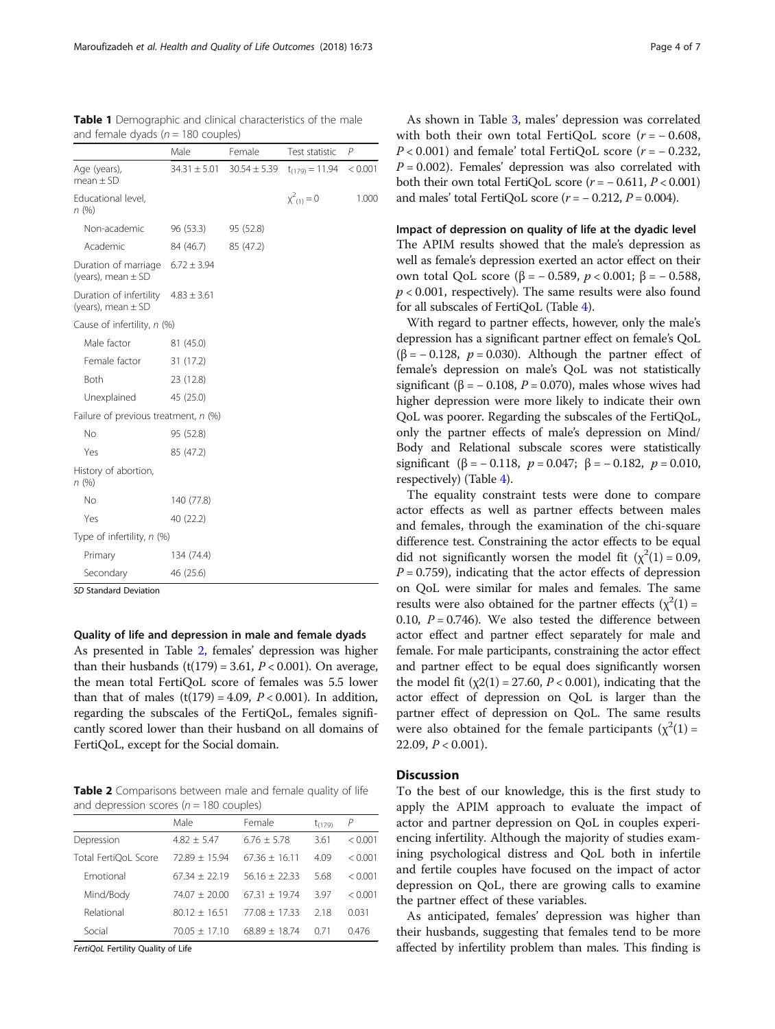**Table 1** Demographic and clinical characteristics of the male and female dyads ($n = 180$ couples)

| | Male | Female | Test statistic | *P* |
|---|---|---|---|---|
| Age (years), mean ± SD | 34.31 ± 5.01 | 30.54 ± 5.39 | $t_{(179)} = 11.94$ | < 0.001 |
| Educational level, *n* (%) | | | $\chi^2_{(1)} = 0$ | 1.000 |
| Non-academic | 96 (53.3) | 95 (52.8) | | |
| Academic | 84 (46.7) | 85 (47.2) | | |
| Duration of marriage (years), mean ± SD | 6.72 ± 3.94 | | | |
| Duration of infertility (years), mean ± SD | 4.83 ± 3.61 | | | |
| Cause of infertility, *n* (%) | | | | |
| Male factor | 81 (45.0) | | | |
| Female factor | 31 (17.2) | | | |
| Both | 23 (12.8) | | | |
| Unexplained | 45 (25.0) | | | |
| Failure of previous treatment, *n* (%) | | | | |
| No | 95 (52.8) | | | |
| Yes | 85 (47.2) | | | |
| History of abortion, *n* (%) | | | | |
| No | 140 (77.8) | | | |
| Yes | 40 (22.2) | | | |
| Type of infertility, *n* (%) | | | | |
| Primary | 134 (74.4) | | | |
| Secondary | 46 (25.6) | | | |

*SD* Standard Deviation

### Quality of life and depression in male and female dyads

As presented in Table 2, females' depression was higher than their husbands ($t(179) = 3.61$, $P < 0.001$). On average, the mean total FertiQoL score of females was 5.5 lower than that of males ($t(179) = 4.09$, $P < 0.001$). In addition, regarding the subscales of the FertiQoL, females significantly scored lower than their husband on all domains of FertiQoL, except for the Social domain.

**Table 2** Comparisons between male and female quality of life and depression scores ($n = 180$ couples)

| | Male | Female | $t_{(179)}$ | *P* |
|---|---|---|---|---|
| Depression | 4.82 ± 5.47 | 6.76 ± 5.78 | 3.61 | < 0.001 |
| Total FertiQoL Score | 72.89 ± 15.94 | 67.36 ± 16.11 | 4.09 | < 0.001 |
| Emotional | 67.34 ± 22.19 | 56.16 ± 22.33 | 5.68 | < 0.001 |
| Mind/Body | 74.07 ± 20.00 | 67.31 ± 19.74 | 3.97 | < 0.001 |
| Relational | 80.12 ± 16.51 | 77.08 ± 17.33 | 2.18 | 0.031 |
| Social | 70.05 ± 17.10 | 68.89 ± 18.74 | 0.71 | 0.476 |

*FertiQoL* Fertility Quality of Life

As shown in Table 3, males' depression was correlated with both their own total FertiQoL score ($r = -0.608$, $P < 0.001$) and female' total FertiQoL score ($r = -0.232$, $P = 0.002$). Females' depression was also correlated with both their own total FertiQoL score ($r = -0.611$, $P < 0.001$) and males' total FertiQoL score ($r = -0.212$, $P = 0.004$).

### Impact of depression on quality of life at the dyadic level

The APIM results showed that the male's depression as well as female's depression exerted an actor effect on their own total QoL score ($\beta = -0.589$, $p < 0.001$; $\beta = -0.588$, $p < 0.001$, respectively). The same results were also found for all subscales of FertiQoL (Table 4).

With regard to partner effects, however, only the male's depression has a significant partner effect on female's QoL ($\beta = -0.128$, $p = 0.030$). Although the partner effect of female's depression on male's QoL was not statistically significant ($\beta = -0.108$, $P = 0.070$), males whose wives had higher depression were more likely to indicate their own QoL was poorer. Regarding the subscales of the FertiQoL, only the partner effects of male's depression on Mind/Body and Relational subscale scores were statistically significant ($\beta = -0.118$, $p = 0.047$; $\beta = -0.182$, $p = 0.010$, respectively) (Table 4).

The equality constraint tests were done to compare actor effects as well as partner effects between males and females, through the examination of the chi-square difference test. Constraining the actor effects to be equal did not significantly worsen the model fit ($\chi^2(1) = 0.09$, $P = 0.759$), indicating that the actor effects of depression on QoL were similar for males and females. The same results were also obtained for the partner effects ($\chi^2(1) = 0.10$, $P = 0.746$). We also tested the difference between actor effect and partner effect separately for male and female. For male participants, constraining the actor effect and partner effect to be equal does significantly worsen the model fit ($\chi^2(1) = 27.60$, $P < 0.001$), indicating that the actor effect of depression on QoL is larger than the partner effect of depression on QoL. The same results were also obtained for the female participants ($\chi^2(1) = 22.09$, $P < 0.001$).

## Discussion

To the best of our knowledge, this is the first study to apply the APIM approach to evaluate the impact of actor and partner depression on QoL in couples experiencing infertility. Although the majority of studies examining psychological distress and QoL both in infertile and fertile couples have focused on the impact of actor depression on QoL, there are growing calls to examine the partner effect of these variables.

As anticipated, females' depression was higher than their husbands, suggesting that females tend to be more affected by infertility problem than males. This finding is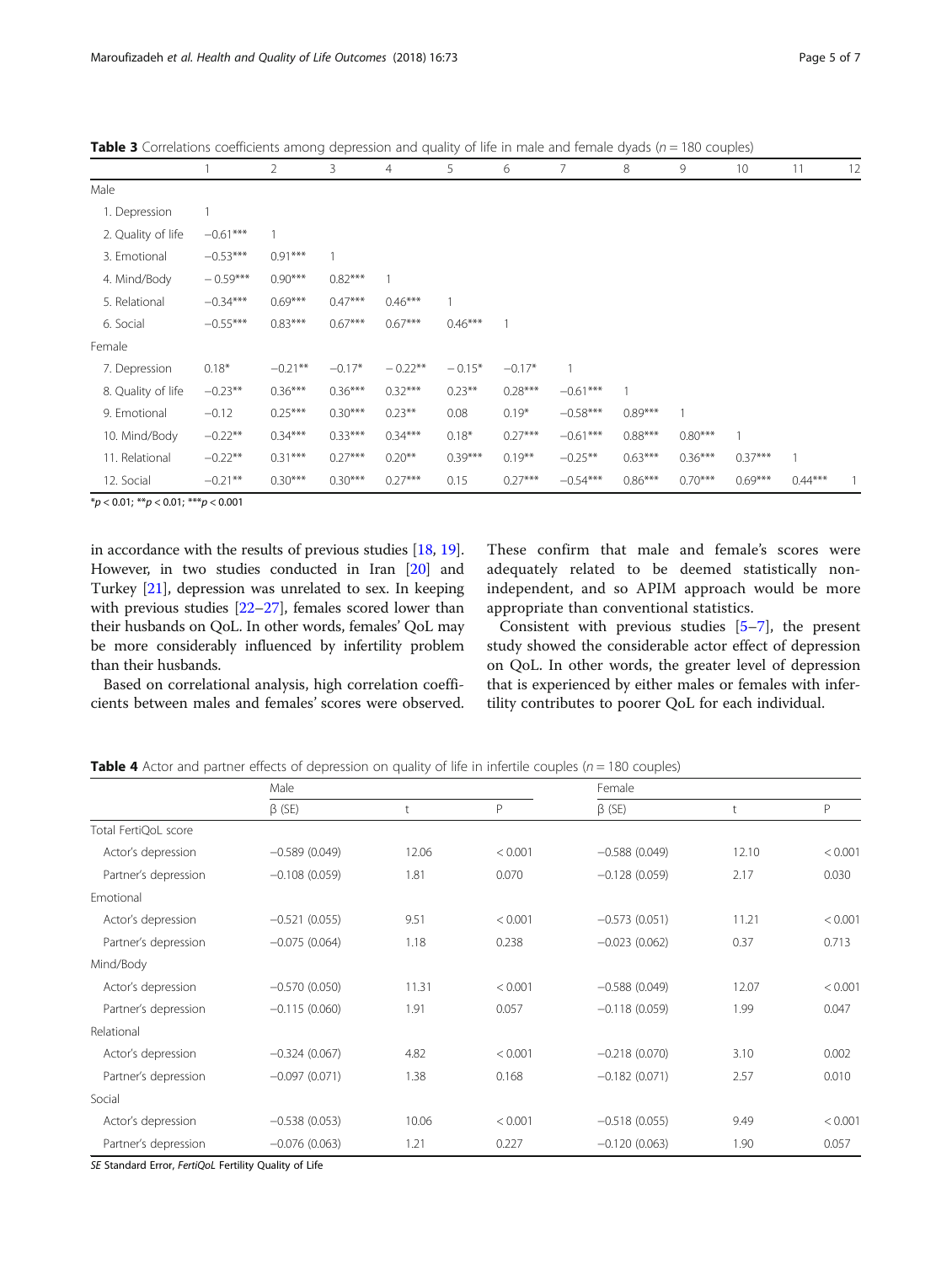**Table 3** Correlations coefficients among depression and quality of life in male and female dyads (*n* = 180 couples)

| | 1 | 2 | 3 | 4 | 5 | 6 | 7 | 8 | 9 | 10 | 11 | 12 |
|---|---|---|---|---|---|---|---|---|---|---|---|---|
| Male | | | | | | | | | | | | |
| 1. Depression | 1 | | | | | | | | | | | |
| 2. Quality of life | −0.61*** | 1 | | | | | | | | | | |
| 3. Emotional | −0.53*** | 0.91*** | 1 | | | | | | | | | |
| 4. Mind/Body | − 0.59*** | 0.90*** | 0.82*** | 1 | | | | | | | | |
| 5. Relational | −0.34*** | 0.69*** | 0.47*** | 0.46*** | 1 | | | | | | | |
| 6. Social | −0.55*** | 0.83*** | 0.67*** | 0.67*** | 0.46*** | 1 | | | | | | |
| Female | | | | | | | | | | | | |
| 7. Depression | 0.18* | −0.21** | −0.17* | − 0.22** | − 0.15* | −0.17* | 1 | | | | | |
| 8. Quality of life | −0.23** | 0.36*** | 0.36*** | 0.32*** | 0.23** | 0.28*** | −0.61*** | 1 | | | | |
| 9. Emotional | −0.12 | 0.25*** | 0.30*** | 0.23** | 0.08 | 0.19* | −0.58*** | 0.89*** | 1 | | | |
| 10. Mind/Body | −0.22** | 0.34*** | 0.33*** | 0.34*** | 0.18* | 0.27*** | −0.61*** | 0.88*** | 0.80*** | 1 | | |
| 11. Relational | −0.22** | 0.31*** | 0.27*** | 0.20** | 0.39*** | 0.19** | −0.25** | 0.63*** | 0.36*** | 0.37*** | 1 | |
| 12. Social | −0.21** | 0.30*** | 0.30*** | 0.27*** | 0.15 | 0.27*** | −0.54*** | 0.86*** | 0.70*** | 0.69*** | 0.44*** | 1 |

*$p < 0.01$; **$p < 0.01$; ***$p < 0.001$

in accordance with the results of previous studies [18, 19]. However, in two studies conducted in Iran [20] and Turkey [21], depression was unrelated to sex. In keeping with previous studies [22–27], females scored lower than their husbands on QoL. In other words, females' QoL may be more considerably influenced by infertility problem than their husbands.

Based on correlational analysis, high correlation coefficients between males and females' scores were observed. These confirm that male and female's scores were adequately related to be deemed statistically non-independent, and so APIM approach would be more appropriate than conventional statistics.

Consistent with previous studies [5–7], the present study showed the considerable actor effect of depression on QoL. In other words, the greater level of depression that is experienced by either males or females with infertility contributes to poorer QoL for each individual.

**Table 4** Actor and partner effects of depression on quality of life in infertile couples (*n* = 180 couples)

| | Male | | | Female | | |
|---|---|---|---|---|---|---|
| | β (SE) | t | P | β (SE) | t | P |
| Total FertiQoL score | | | | | | |
| Actor's depression | −0.589 (0.049) | 12.06 | < 0.001 | −0.588 (0.049) | 12.10 | < 0.001 |
| Partner's depression | −0.108 (0.059) | 1.81 | 0.070 | −0.128 (0.059) | 2.17 | 0.030 |
| Emotional | | | | | | |
| Actor's depression | −0.521 (0.055) | 9.51 | < 0.001 | −0.573 (0.051) | 11.21 | < 0.001 |
| Partner's depression | −0.075 (0.064) | 1.18 | 0.238 | −0.023 (0.062) | 0.37 | 0.713 |
| Mind/Body | | | | | | |
| Actor's depression | −0.570 (0.050) | 11.31 | < 0.001 | −0.588 (0.049) | 12.07 | < 0.001 |
| Partner's depression | −0.115 (0.060) | 1.91 | 0.057 | −0.118 (0.059) | 1.99 | 0.047 |
| Relational | | | | | | |
| Actor's depression | −0.324 (0.067) | 4.82 | < 0.001 | −0.218 (0.070) | 3.10 | 0.002 |
| Partner's depression | −0.097 (0.071) | 1.38 | 0.168 | −0.182 (0.071) | 2.57 | 0.010 |
| Social | | | | | | |
| Actor's depression | −0.538 (0.053) | 10.06 | < 0.001 | −0.518 (0.055) | 9.49 | < 0.001 |
| Partner's depression | −0.076 (0.063) | 1.21 | 0.227 | −0.120 (0.063) | 1.90 | 0.057 |

*SE* Standard Error, *FertiQoL* Fertility Quality of Life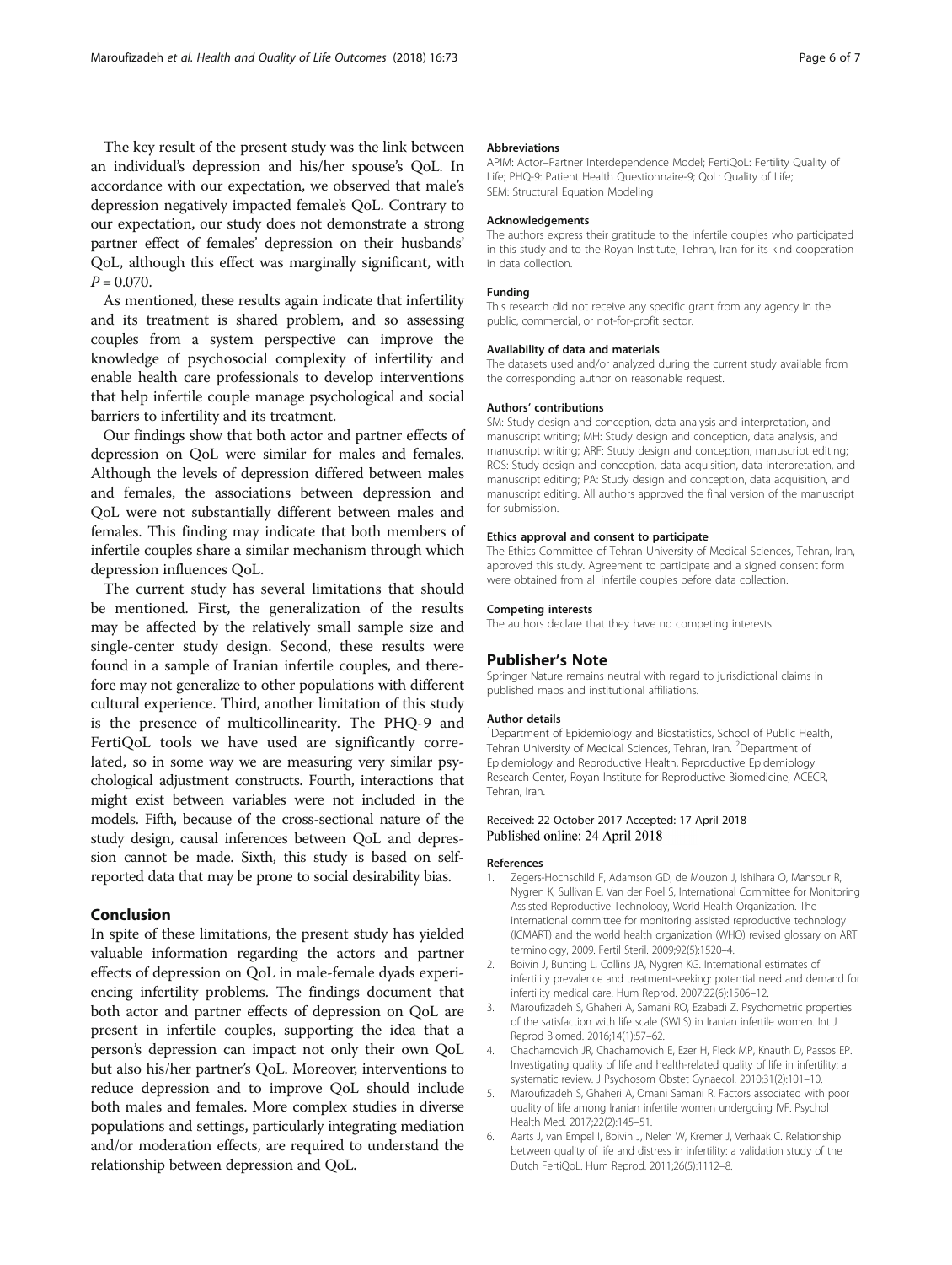The key result of the present study was the link between an individual's depression and his/her spouse's QoL. In accordance with our expectation, we observed that male's depression negatively impacted female's QoL. Contrary to our expectation, our study does not demonstrate a strong partner effect of females' depression on their husbands' QoL, although this effect was marginally significant, with $P = 0.070$.

As mentioned, these results again indicate that infertility and its treatment is shared problem, and so assessing couples from a system perspective can improve the knowledge of psychosocial complexity of infertility and enable health care professionals to develop interventions that help infertile couple manage psychological and social barriers to infertility and its treatment.

Our findings show that both actor and partner effects of depression on QoL were similar for males and females. Although the levels of depression differed between males and females, the associations between depression and QoL were not substantially different between males and females. This finding may indicate that both members of infertile couples share a similar mechanism through which depression influences QoL.

The current study has several limitations that should be mentioned. First, the generalization of the results may be affected by the relatively small sample size and single-center study design. Second, these results were found in a sample of Iranian infertile couples, and therefore may not generalize to other populations with different cultural experience. Third, another limitation of this study is the presence of multicollinearity. The PHQ-9 and FertiQoL tools we have used are significantly correlated, so in some way we are measuring very similar psychological adjustment constructs. Fourth, interactions that might exist between variables were not included in the models. Fifth, because of the cross-sectional nature of the study design, causal inferences between QoL and depression cannot be made. Sixth, this study is based on self-reported data that may be prone to social desirability bias.

## Conclusion

In spite of these limitations, the present study has yielded valuable information regarding the actors and partner effects of depression on QoL in male-female dyads experiencing infertility problems. The findings document that both actor and partner effects of depression on QoL are present in infertile couples, supporting the idea that a person's depression can impact not only their own QoL but also his/her partner's QoL. Moreover, interventions to reduce depression and to improve QoL should include both males and females. More complex studies in diverse populations and settings, particularly integrating mediation and/or moderation effects, are required to understand the relationship between depression and QoL.

#### Abbreviations

APIM: Actor–Partner Interdependence Model; FertiQoL: Fertility Quality of Life; PHQ-9: Patient Health Questionnaire-9; QoL: Quality of Life; SEM: Structural Equation Modeling

#### Acknowledgements

The authors express their gratitude to the infertile couples who participated in this study and to the Royan Institute, Tehran, Iran for its kind cooperation in data collection.

#### Funding

This research did not receive any specific grant from any agency in the public, commercial, or not-for-profit sector.

#### Availability of data and materials

The datasets used and/or analyzed during the current study available from the corresponding author on reasonable request.

#### Authors' contributions

SM: Study design and conception, data analysis and interpretation, and manuscript writing; MH: Study design and conception, data analysis, and manuscript writing; ARF: Study design and conception, manuscript editing; ROS: Study design and conception, data acquisition, data interpretation, and manuscript editing; PA: Study design and conception, data acquisition, and manuscript editing. All authors approved the final version of the manuscript for submission.

#### Ethics approval and consent to participate

The Ethics Committee of Tehran University of Medical Sciences, Tehran, Iran, approved this study. Agreement to participate and a signed consent form were obtained from all infertile couples before data collection.

#### Competing interests

The authors declare that they have no competing interests.

## Publisher's Note

Springer Nature remains neutral with regard to jurisdictional claims in published maps and institutional affiliations.

#### Author details

[1]Department of Epidemiology and Biostatistics, School of Public Health, Tehran University of Medical Sciences, Tehran, Iran. [2]Department of Epidemiology and Reproductive Health, Reproductive Epidemiology Research Center, Royan Institute for Reproductive Biomedicine, ACECR, Tehran, Iran.

Received: 22 October 2017 Accepted: 17 April 2018
Published online: 24 April 2018

#### References

1. Zegers-Hochschild F, Adamson GD, de Mouzon J, Ishihara O, Mansour R, Nygren K, Sullivan E, Van der Poel S, International Committee for Monitoring Assisted Reproductive Technology, World Health Organization. The international committee for monitoring assisted reproductive technology (ICMART) and the world health organization (WHO) revised glossary on ART terminology, 2009. Fertil Steril. 2009;92(5):1520–4.
2. Boivin J, Bunting L, Collins JA, Nygren KG. International estimates of infertility prevalence and treatment-seeking: potential need and demand for infertility medical care. Hum Reprod. 2007;22(6):1506–12.
3. Maroufizadeh S, Ghaheri A, Samani RO, Ezabadi Z. Psychometric properties of the satisfaction with life scale (SWLS) in Iranian infertile women. Int J Reprod Biomed. 2016;14(1):57–62.
4. Chachamovich JR, Chachamovich E, Ezer H, Fleck MP, Knauth D, Passos EP. Investigating quality of life and health-related quality of life in infertility: a systematic review. J Psychosom Obstet Gynaecol. 2010;31(2):101–10.
5. Maroufizadeh S, Ghaheri A, Omani Samani R. Factors associated with poor quality of life among Iranian infertile women undergoing IVF. Psychol Health Med. 2017;22(2):145–51.
6. Aarts J, van Empel I, Boivin J, Nelen W, Kremer J, Verhaak C. Relationship between quality of life and distress in infertility: a validation study of the Dutch FertiQoL. Hum Reprod. 2011;26(5):1112–8.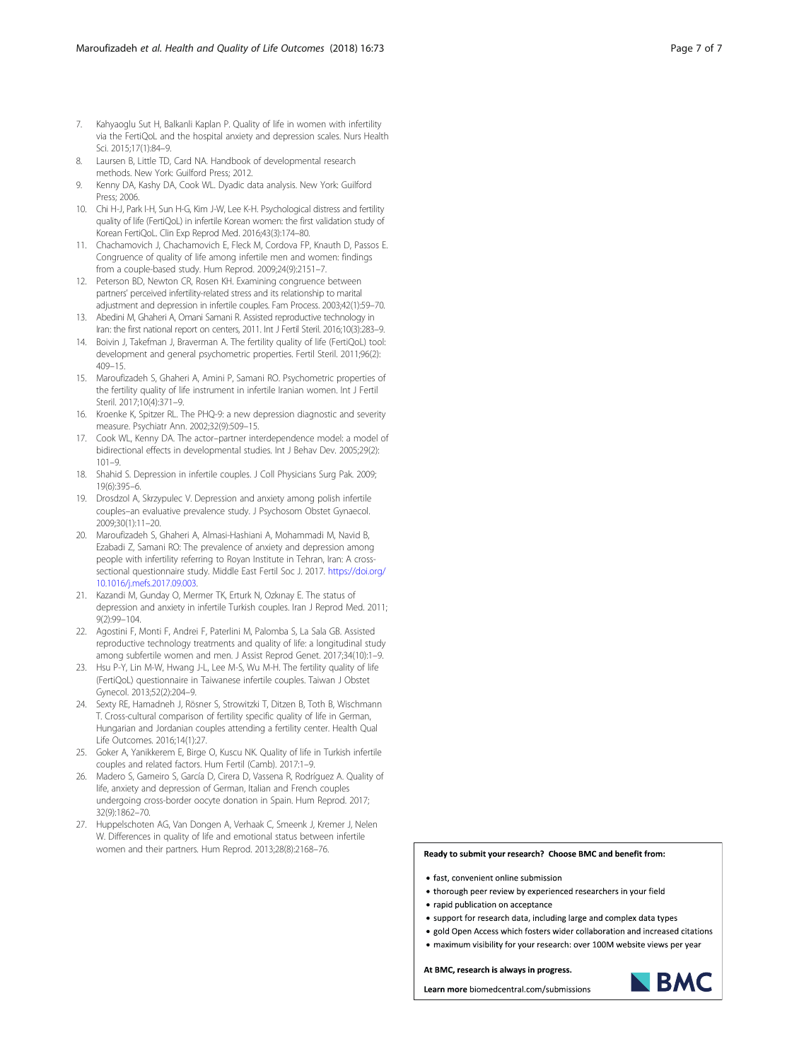7. Kahyaoglu Sut H, Balkanli Kaplan P. Quality of life in women with infertility via the FertiQoL and the hospital anxiety and depression scales. Nurs Health Sci. 2015;17(1):84–9.
8. Laursen B, Little TD, Card NA. Handbook of developmental research methods. New York: Guilford Press; 2012.
9. Kenny DA, Kashy DA, Cook WL. Dyadic data analysis. New York: Guilford Press; 2006.
10. Chi H-J, Park I-H, Sun H-G, Kim J-W, Lee K-H. Psychological distress and fertility quality of life (FertiQoL) in infertile Korean women: the first validation study of Korean FertiQoL. Clin Exp Reprod Med. 2016;43(3):174–80.
11. Chachamovich J, Chachamovich E, Fleck M, Cordova FP, Knauth D, Passos E. Congruence of quality of life among infertile men and women: findings from a couple-based study. Hum Reprod. 2009;24(9):2151–7.
12. Peterson BD, Newton CR, Rosen KH. Examining congruence between partners' perceived infertility-related stress and its relationship to marital adjustment and depression in infertile couples. Fam Process. 2003;42(1):59–70.
13. Abedini M, Ghaheri A, Omani Samani R. Assisted reproductive technology in Iran: the first national report on centers, 2011. Int J Fertil Steril. 2016;10(3):283–9.
14. Boivin J, Takefman J, Braverman A. The fertility quality of life (FertiQoL) tool: development and general psychometric properties. Fertil Steril. 2011;96(2):409–15.
15. Maroufizadeh S, Ghaheri A, Amini P, Samani RO. Psychometric properties of the fertility quality of life instrument in infertile Iranian women. Int J Fertil Steril. 2017;10(4):371–9.
16. Kroenke K, Spitzer RL. The PHQ-9: a new depression diagnostic and severity measure. Psychiatr Ann. 2002;32(9):509–15.
17. Cook WL, Kenny DA. The actor–partner interdependence model: a model of bidirectional effects in developmental studies. Int J Behav Dev. 2005;29(2):101–9.
18. Shahid S. Depression in infertile couples. J Coll Physicians Surg Pak. 2009;19(6):395–6.
19. Drosdzol A, Skrzypulec V. Depression and anxiety among polish infertile couples–an evaluative prevalence study. J Psychosom Obstet Gynaecol. 2009;30(1):11–20.
20. Maroufizadeh S, Ghaheri A, Almasi-Hashiani A, Mohammadi M, Navid B, Ezabadi Z, Samani RO: The prevalence of anxiety and depression among people with infertility referring to Royan Institute in Tehran, Iran: A cross-sectional questionnaire study. Middle East Fertil Soc J. 2017. https://doi.org/10.1016/j.mefs.2017.09.003.
21. Kazandi M, Gunday O, Mermer TK, Erturk N, Ozkınay E. The status of depression and anxiety in infertile Turkish couples. Iran J Reprod Med. 2011;9(2):99–104.
22. Agostini F, Monti F, Andrei F, Paterlini M, Palomba S, La Sala GB. Assisted reproductive technology treatments and quality of life: a longitudinal study among subfertile women and men. J Assist Reprod Genet. 2017;34(10):1–9.
23. Hsu P-Y, Lin M-W, Hwang J-L, Lee M-S, Wu M-H. The fertility quality of life (FertiQoL) questionnaire in Taiwanese infertile couples. Taiwan J Obstet Gynecol. 2013;52(2):204–9.
24. Sexty RE, Hamadneh J, Rösner S, Strowitzki T, Ditzen B, Toth B, Wischmann T. Cross-cultural comparison of fertility specific quality of life in German, Hungarian and Jordanian couples attending a fertility center. Health Qual Life Outcomes. 2016;14(1):27.
25. Goker A, Yanikkerem E, Birge O, Kuscu NK. Quality of life in Turkish infertile couples and related factors. Hum Fertil (Camb). 2017:1–9.
26. Madero S, Gameiro S, García D, Cirera D, Vassena R, Rodríguez A. Quality of life, anxiety and depression of German, Italian and French couples undergoing cross-border oocyte donation in Spain. Hum Reprod. 2017;32(9):1862–70.
27. Huppelschoten AG, Van Dongen A, Verhaak C, Smeenk J, Kremer J, Nelen W. Differences in quality of life and emotional status between infertile women and their partners. Hum Reprod. 2013;28(8):2168–76.

**Ready to submit your research? Choose BMC and benefit from:**

- fast, convenient online submission
- thorough peer review by experienced researchers in your field
- rapid publication on acceptance
- support for research data, including large and complex data types
- gold Open Access which fosters wider collaboration and increased citations
- maximum visibility for your research: over 100M website views per year

**At BMC, research is always in progress.**

**Learn more** biomedcentral.com/submissions

BMC